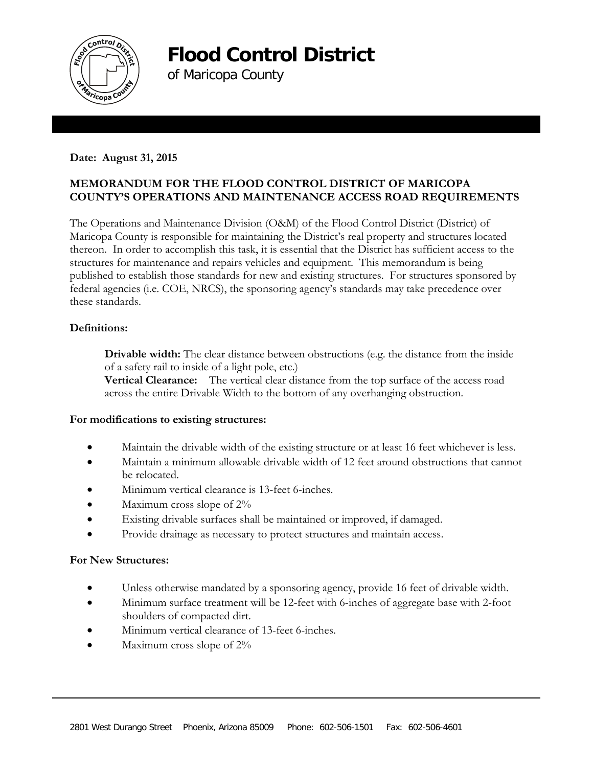# Flood Control District

of Maricopa County

**Date: August 31, 2015**

**MEMORANDUM FOR THE FLOOD CONTROL DISTRICT OF MARICOPA COUNTY'S OPERATIONS AND MAINTENANCE ACCESS ROAD REQUIREMENTS**

The Operations and Maintenance Division (O&M) of the Flood Control District (District) of Maricopa County is responsible for maintaining the District's real property and structures located thereon. In order to accomplish this task, it is essential that the District has sufficient access to the structures for maintenance and repairs vehicles and equipment. This memorandum is being published to establish those standards for new and existing structures. For structures sponsored by federal agencies (i.e. COE, NRCS), the sponsoring agency's standards may take precedence over these standards.

**Definitions:**

**Drivable width:** The clear distance between obstructions (e.g. the distance from the inside of a safety rail to inside of a light pole, etc.)
**Vertical Clearance:** The vertical clear distance from the top surface of the access road across the entire Drivable Width to the bottom of any overhanging obstruction.

**For modifications to existing structures:**

- Maintain the drivable width of the existing structure or at least 16 feet whichever is less.
- Maintain a minimum allowable drivable width of 12 feet around obstructions that cannot be relocated.
- Minimum vertical clearance is 13-feet 6-inches.
- Maximum cross slope of 2%
- Existing drivable surfaces shall be maintained or improved, if damaged.
- Provide drainage as necessary to protect structures and maintain access.

**For New Structures:**

- Unless otherwise mandated by a sponsoring agency, provide 16 feet of drivable width.
- Minimum surface treatment will be 12-feet with 6-inches of aggregate base with 2-foot shoulders of compacted dirt.
- Minimum vertical clearance of 13-feet 6-inches.
- Maximum cross slope of 2%

2801 West Durango Street Phoenix, Arizona 85009 Phone: 602-506-1501 Fax: 602-506-4601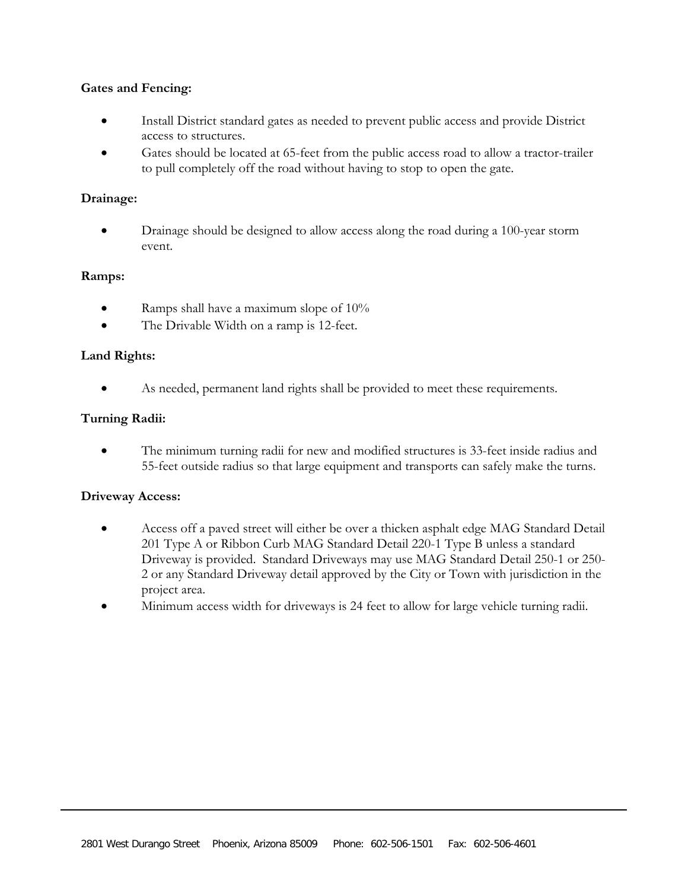**Gates and Fencing:**

- Install District standard gates as needed to prevent public access and provide District access to structures.
- Gates should be located at 65-feet from the public access road to allow a tractor-trailer to pull completely off the road without having to stop to open the gate.

**Drainage:**

- Drainage should be designed to allow access along the road during a 100-year storm event.

**Ramps:**

- Ramps shall have a maximum slope of 10%
- The Drivable Width on a ramp is 12-feet.

**Land Rights:**

- As needed, permanent land rights shall be provided to meet these requirements.

**Turning Radii:**

- The minimum turning radii for new and modified structures is 33-feet inside radius and 55-feet outside radius so that large equipment and transports can safely make the turns.

**Driveway Access:**

- Access off a paved street will either be over a thicken asphalt edge MAG Standard Detail 201 Type A or Ribbon Curb MAG Standard Detail 220-1 Type B unless a standard Driveway is provided. Standard Driveways may use MAG Standard Detail 250-1 or 250-2 or any Standard Driveway detail approved by the City or Town with jurisdiction in the project area.
- Minimum access width for driveways is 24 feet to allow for large vehicle turning radii.

2801 West Durango Street Phoenix, Arizona 85009 Phone: 602-506-1501 Fax: 602-506-4601